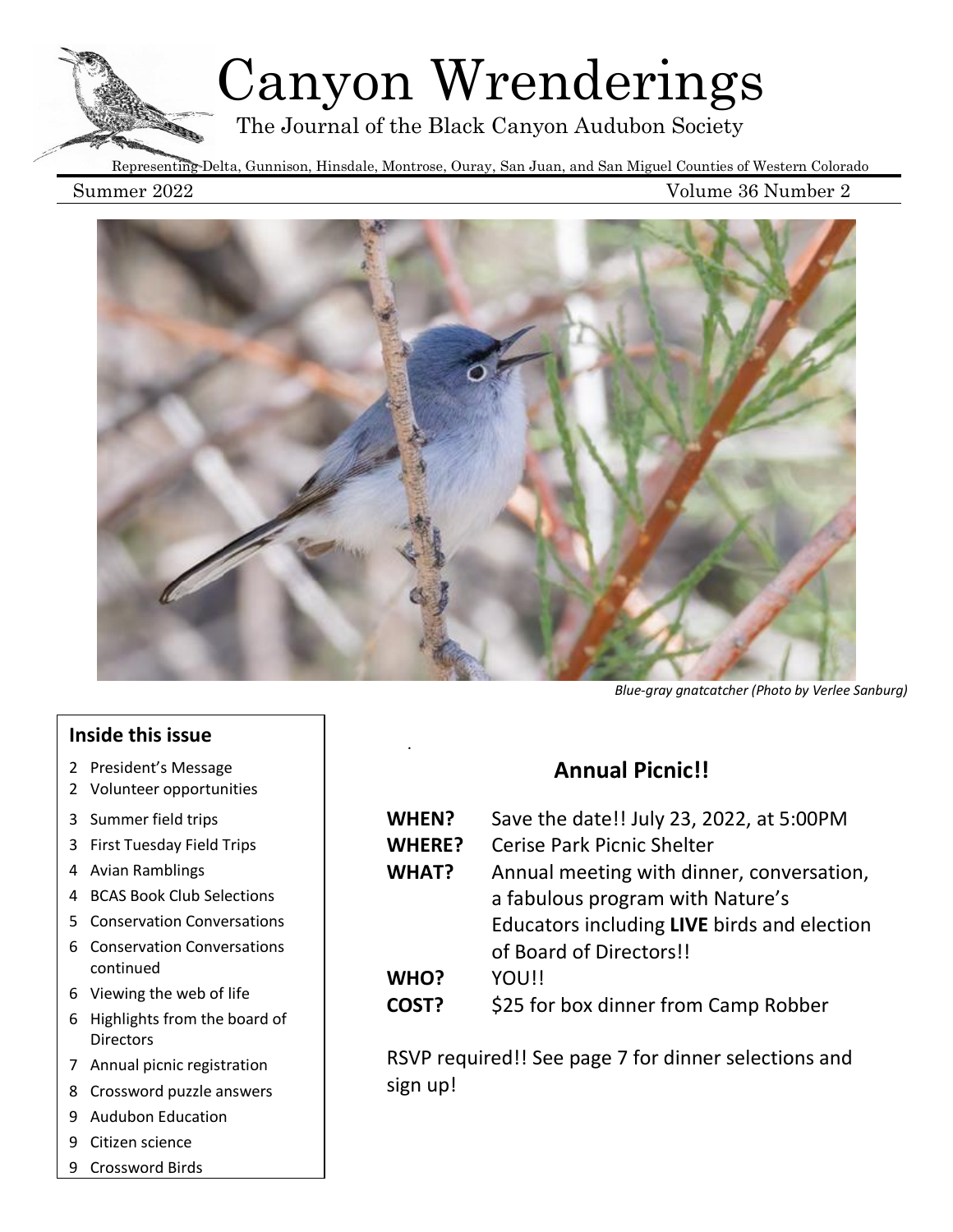# Canyon Wrenderings

The Journal of the Black Canyon Audubon Society

Representing Delta, Gunnison, Hinsdale, Montrose, Ouray, San Juan, and San Miguel Counties of Western Colorado

Summer 2022 Volume 36 Number 2

*Blue-gray gnatcatcher (Photo by Verlee Sanburg)*

## Inside this issue

- 2 President's Message
- 2 Volunteer opportunities
- 3 Summer field trips
- 3 First Tuesday Field Trips
- 4 Avian Ramblings
- 4 BCAS Book Club Selections
- 5 Conservation Conversations
- 6 Conservation Conversations continued
- 6 Viewing the web of life
- 6 Highlights from the board of Directors
- 7 Annual picnic registration
- 8 Crossword puzzle answers
- 9 Audubon Education
- 9 Citizen science
- 9 Crossword Birds

## Annual Picnic!!

**WHEN?** Save the date!! July 23, 2022, at 5:00PM

**WHERE?** Cerise Park Picnic Shelter

**WHAT?** Annual meeting with dinner, conversation, a fabulous program with Nature's Educators including **LIVE** birds and election of Board of Directors!!

**WHO?** YOU!!

**COST?** $25 for box dinner from Camp Robber

RSVP required!! See page 7 for dinner selections and sign up!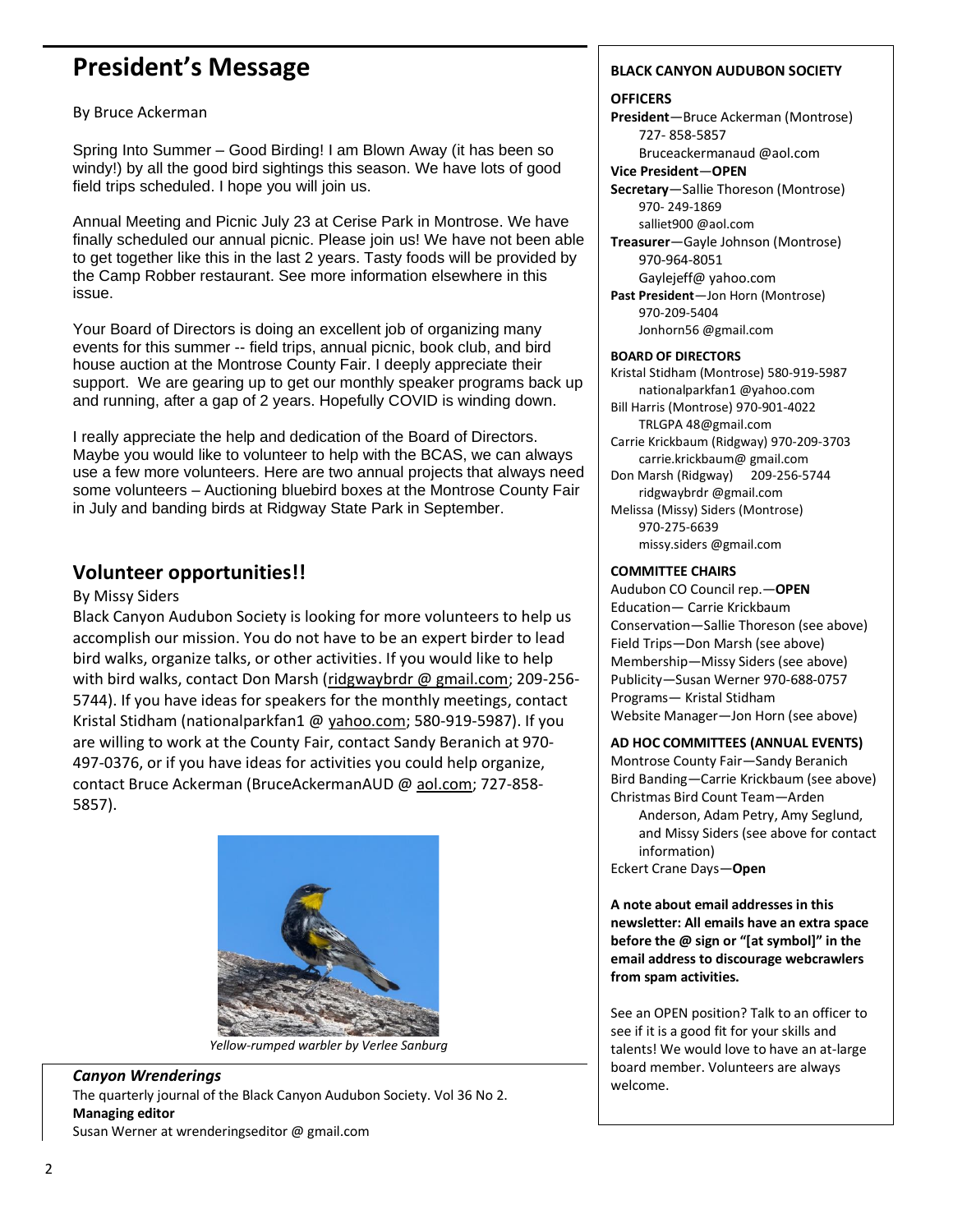# President's Message

By Bruce Ackerman

Spring Into Summer – Good Birding! I am Blown Away (it has been so windy!) by all the good bird sightings this season. We have lots of good field trips scheduled. I hope you will join us.

Annual Meeting and Picnic July 23 at Cerise Park in Montrose. We have finally scheduled our annual picnic. Please join us! We have not been able to get together like this in the last 2 years. Tasty foods will be provided by the Camp Robber restaurant. See more information elsewhere in this issue.

Your Board of Directors is doing an excellent job of organizing many events for this summer -- field trips, annual picnic, book club, and bird house auction at the Montrose County Fair. I deeply appreciate their support. We are gearing up to get our monthly speaker programs back up and running, after a gap of 2 years. Hopefully COVID is winding down.

I really appreciate the help and dedication of the Board of Directors. Maybe you would like to volunteer to help with the BCAS, we can always use a few more volunteers. Here are two annual projects that always need some volunteers – Auctioning bluebird boxes at the Montrose County Fair in July and banding birds at Ridgway State Park in September.

## Volunteer opportunities!!

By Missy Siders

Black Canyon Audubon Society is looking for more volunteers to help us accomplish our mission. You do not have to be an expert birder to lead bird walks, organize talks, or other activities. If you would like to help with bird walks, contact Don Marsh (ridgwaybrdr @ gmail.com; 209-256-5744). If you have ideas for speakers for the monthly meetings, contact Kristal Stidham (nationalparkfan1 @ yahoo.com; 580-919-5987). If you are willing to work at the County Fair, contact Sandy Beranich at 970-497-0376, or if you have ideas for activities you could help organize, contact Bruce Ackerman (BruceAckermanAUD @ aol.com; 727-858-5857).

*Yellow-rumped warbler by Verlee Sanburg*

***Canyon Wrenderings***

The quarterly journal of the Black Canyon Audubon Society. Vol 36 No 2.

**Managing editor**

Susan Werner at wrenderingseditor @ gmail.com

**BLACK CANYON AUDUBON SOCIETY**

**OFFICERS**

**President**—Bruce Ackerman (Montrose) 727- 858-5857 Bruceackermanaud @aol.com

**Vice President**—**OPEN**

**Secretary**—Sallie Thoreson (Montrose) 970- 249-1869 salliet900 @aol.com

**Treasurer**—Gayle Johnson (Montrose) 970-964-8051 Gaylejeff@ yahoo.com

**Past President**—Jon Horn (Montrose) 970-209-5404 Jonhorn56 @gmail.com

**BOARD OF DIRECTORS**

Kristal Stidham (Montrose) 580-919-5987 nationalparkfan1 @yahoo.com

Bill Harris (Montrose) 970-901-4022 TRLGPA 48@gmail.com

Carrie Krickbaum (Ridgway) 970-209-3703 carrie.krickbaum@ gmail.com

Don Marsh (Ridgway) 209-256-5744 ridgwaybrdr @gmail.com

Melissa (Missy) Siders (Montrose) 970-275-6639 missy.siders @gmail.com

**COMMITTEE CHAIRS**

Audubon CO Council rep.—**OPEN**

Education— Carrie Krickbaum

Conservation—Sallie Thoreson (see above)

Field Trips—Don Marsh (see above)

Membership—Missy Siders (see above)

Publicity—Susan Werner 970-688-0757

Programs— Kristal Stidham

Website Manager—Jon Horn (see above)

**AD HOC COMMITTEES (ANNUAL EVENTS)**

Montrose County Fair—Sandy Beranich

Bird Banding—Carrie Krickbaum (see above)

Christmas Bird Count Team—Arden Anderson, Adam Petry, Amy Seglund, and Missy Siders (see above for contact information)

Eckert Crane Days—**Open**

**A note about email addresses in this newsletter: All emails have an extra space before the @ sign or "[at symbol]" in the email address to discourage webcrawlers from spam activities.**

See an OPEN position? Talk to an officer to see if it is a good fit for your skills and talents! We would love to have an at-large board member. Volunteers are always welcome.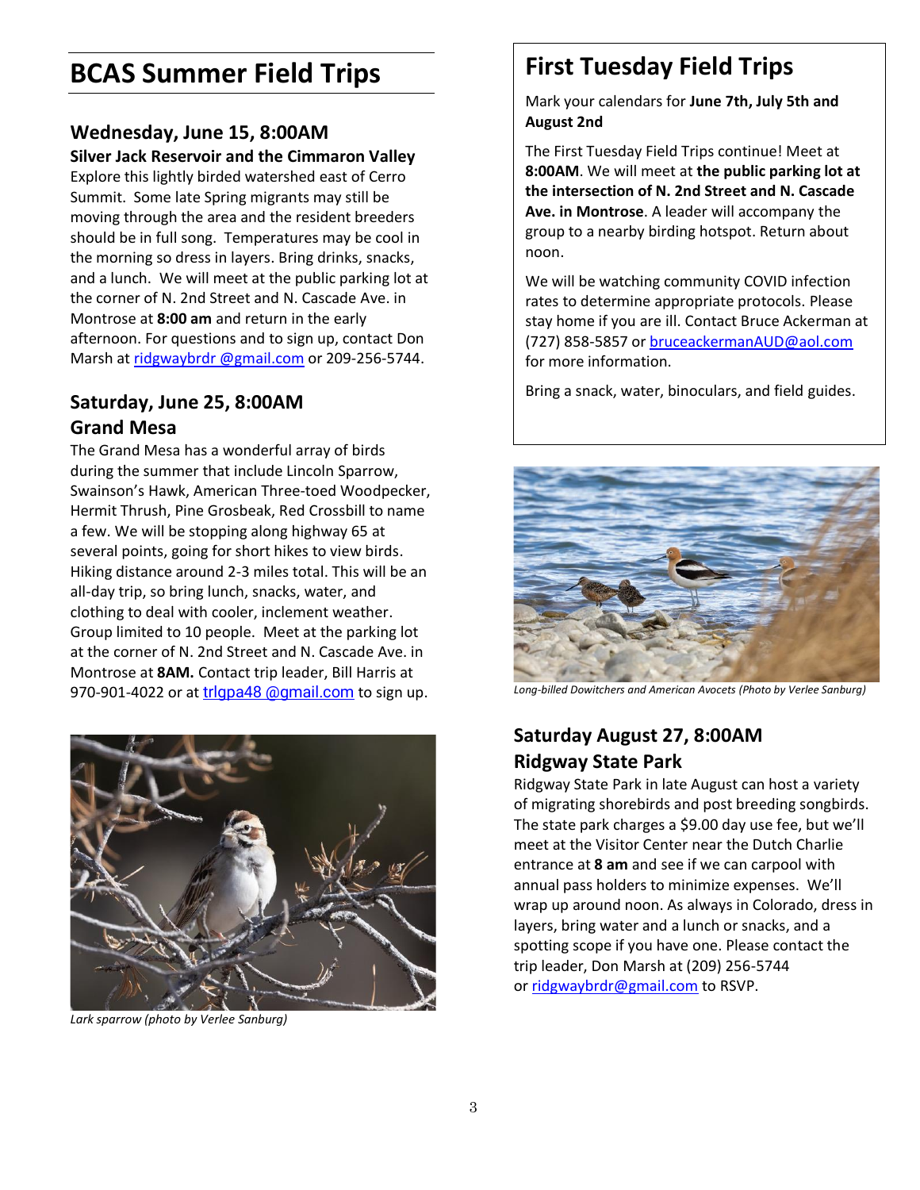# BCAS Summer Field Trips

### Wednesday, June 15, 8:00AM

**Silver Jack Reservoir and the Cimmaron Valley**

Explore this lightly birded watershed east of Cerro Summit. Some late Spring migrants may still be moving through the area and the resident breeders should be in full song. Temperatures may be cool in the morning so dress in layers. Bring drinks, snacks, and a lunch. We will meet at the public parking lot at the corner of N. 2nd Street and N. Cascade Ave. in Montrose at **8:00 am** and return in the early afternoon. For questions and to sign up, contact Don Marsh at ridgwaybrdr @gmail.com or 209-256-5744.

### Saturday, June 25, 8:00AM
### Grand Mesa

The Grand Mesa has a wonderful array of birds during the summer that include Lincoln Sparrow, Swainson's Hawk, American Three-toed Woodpecker, Hermit Thrush, Pine Grosbeak, Red Crossbill to name a few. We will be stopping along highway 65 at several points, going for short hikes to view birds. Hiking distance around 2-3 miles total. This will be an all-day trip, so bring lunch, snacks, water, and clothing to deal with cooler, inclement weather. Group limited to 10 people. Meet at the parking lot at the corner of N. 2nd Street and N. Cascade Ave. in Montrose at **8AM.** Contact trip leader, Bill Harris at 970-901-4022 or at trlgpa48 @gmail.com to sign up.

*Lark sparrow (photo by Verlee Sanburg)*

## First Tuesday Field Trips

Mark your calendars for **June 7th, July 5th and August 2nd**

The First Tuesday Field Trips continue! Meet at **8:00AM**. We will meet at **the public parking lot at the intersection of N. 2nd Street and N. Cascade Ave. in Montrose**. A leader will accompany the group to a nearby birding hotspot. Return about noon.

We will be watching community COVID infection rates to determine appropriate protocols. Please stay home if you are ill. Contact Bruce Ackerman at (727) 858-5857 or bruceackermanAUD@aol.com for more information.

Bring a snack, water, binoculars, and field guides.

*Long-billed Dowitchers and American Avocets (Photo by Verlee Sanburg)*

### Saturday August 27, 8:00AM
### Ridgway State Park

Ridgway State Park in late August can host a variety of migrating shorebirds and post breeding songbirds. The state park charges a $9.00 day use fee, but we'll meet at the Visitor Center near the Dutch Charlie entrance at **8 am** and see if we can carpool with annual pass holders to minimize expenses. We'll wrap up around noon. As always in Colorado, dress in layers, bring water and a lunch or snacks, and a spotting scope if you have one. Please contact the trip leader, Don Marsh at (209) 256-5744 or ridgwaybrdr@gmail.com to RSVP.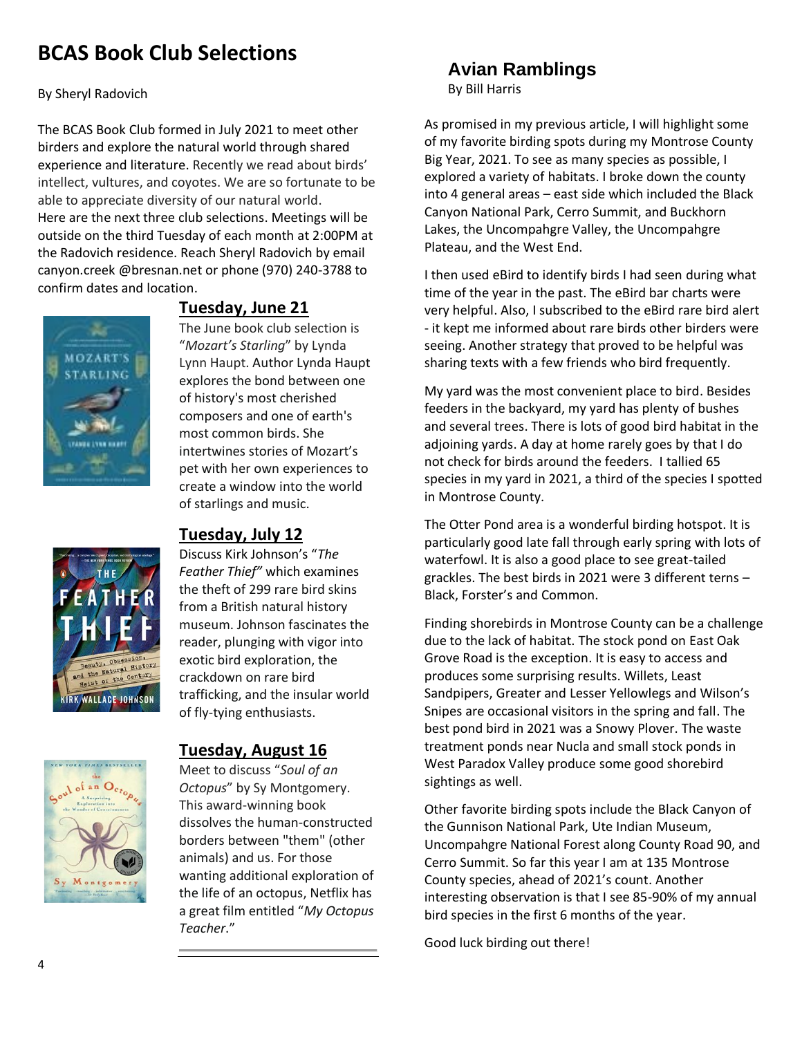# BCAS Book Club Selections

By Sheryl Radovich

The BCAS Book Club formed in July 2021 to meet other birders and explore the natural world through shared experience and literature. Recently we read about birds' intellect, vultures, and coyotes. We are so fortunate to be able to appreciate diversity of our natural world. Here are the next three club selections. Meetings will be outside on the third Tuesday of each month at 2:00PM at the Radovich residence. Reach Sheryl Radovich by email canyon.creek @bresnan.net or phone (970) 240-3788 to confirm dates and location.

## Tuesday, June 21

The June book club selection is "*Mozart's Starling*" by Lynda Lynn Haupt. Author Lynda Haupt explores the bond between one of history's most cherished composers and one of earth's most common birds. She intertwines stories of Mozart's pet with her own experiences to create a window into the world of starlings and music.

## Tuesday, July 12

Discuss Kirk Johnson's "*The Feather Thief*" which examines the theft of 299 rare bird skins from a British natural history museum. Johnson fascinates the reader, plunging with vigor into exotic bird exploration, the crackdown on rare bird trafficking, and the insular world of fly-tying enthusiasts.

## Tuesday, August 16

Meet to discuss "*Soul of an Octopus*" by Sy Montgomery. This award-winning book dissolves the human-constructed borders between "them" (other animals) and us. For those wanting additional exploration of the life of an octopus, Netflix has a great film entitled "*My Octopus Teacher*."

# Avian Ramblings

By Bill Harris

As promised in my previous article, I will highlight some of my favorite birding spots during my Montrose County Big Year, 2021. To see as many species as possible, I explored a variety of habitats. I broke down the county into 4 general areas – east side which included the Black Canyon National Park, Cerro Summit, and Buckhorn Lakes, the Uncompahgre Valley, the Uncompahgre Plateau, and the West End.

I then used eBird to identify birds I had seen during what time of the year in the past. The eBird bar charts were very helpful. Also, I subscribed to the eBird rare bird alert - it kept me informed about rare birds other birders were seeing. Another strategy that proved to be helpful was sharing texts with a few friends who bird frequently.

My yard was the most convenient place to bird. Besides feeders in the backyard, my yard has plenty of bushes and several trees. There is lots of good bird habitat in the adjoining yards. A day at home rarely goes by that I do not check for birds around the feeders. I tallied 65 species in my yard in 2021, a third of the species I spotted in Montrose County.

The Otter Pond area is a wonderful birding hotspot. It is particularly good late fall through early spring with lots of waterfowl. It is also a good place to see great-tailed grackles. The best birds in 2021 were 3 different terns – Black, Forster's and Common.

Finding shorebirds in Montrose County can be a challenge due to the lack of habitat. The stock pond on East Oak Grove Road is the exception. It is easy to access and produces some surprising results. Willets, Least Sandpipers, Greater and Lesser Yellowlegs and Wilson's Snipes are occasional visitors in the spring and fall. The best pond bird in 2021 was a Snowy Plover. The waste treatment ponds near Nucla and small stock ponds in West Paradox Valley produce some good shorebird sightings as well.

Other favorite birding spots include the Black Canyon of the Gunnison National Park, Ute Indian Museum, Uncompahgre National Forest along County Road 90, and Cerro Summit. So far this year I am at 135 Montrose County species, ahead of 2021's count. Another interesting observation is that I see 85-90% of my annual bird species in the first 6 months of the year.

Good luck birding out there!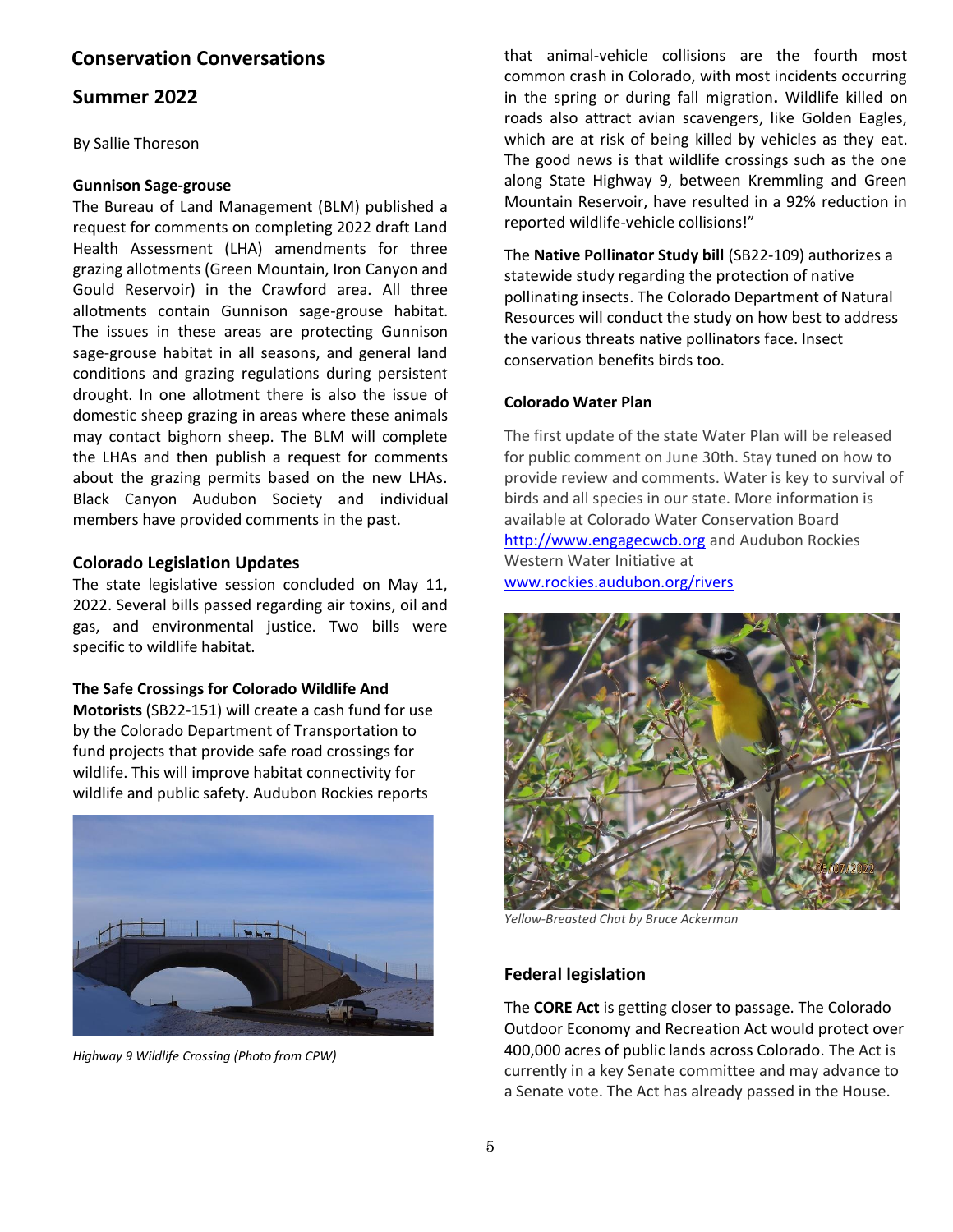## Conservation Conversations

## Summer 2022

By Sallie Thoreson

**Gunnison Sage-grouse**

The Bureau of Land Management (BLM) published a request for comments on completing 2022 draft Land Health Assessment (LHA) amendments for three grazing allotments (Green Mountain, Iron Canyon and Gould Reservoir) in the Crawford area. All three allotments contain Gunnison sage-grouse habitat. The issues in these areas are protecting Gunnison sage-grouse habitat in all seasons, and general land conditions and grazing regulations during persistent drought. In one allotment there is also the issue of domestic sheep grazing in areas where these animals may contact bighorn sheep. The BLM will complete the LHAs and then publish a request for comments about the grazing permits based on the new LHAs. Black Canyon Audubon Society and individual members have provided comments in the past.

### Colorado Legislation Updates

The state legislative session concluded on May 11, 2022. Several bills passed regarding air toxins, oil and gas, and environmental justice. Two bills were specific to wildlife habitat.

**The Safe Crossings for Colorado Wildlife And Motorists** (SB22-151) will create a cash fund for use by the Colorado Department of Transportation to fund projects that provide safe road crossings for wildlife. This will improve habitat connectivity for wildlife and public safety. Audubon Rockies reports that animal-vehicle collisions are the fourth most common crash in Colorado, with most incidents occurring in the spring or during fall migration. Wildlife killed on roads also attract avian scavengers, like Golden Eagles, which are at risk of being killed by vehicles as they eat. The good news is that wildlife crossings such as the one along State Highway 9, between Kremmling and Green Mountain Reservoir, have resulted in a 92% reduction in reported wildlife-vehicle collisions!"

*Highway 9 Wildlife Crossing (Photo from CPW)*

The **Native Pollinator Study bill** (SB22-109) authorizes a statewide study regarding the protection of native pollinating insects. The Colorado Department of Natural Resources will conduct the study on how best to address the various threats native pollinators face. Insect conservation benefits birds too.

**Colorado Water Plan**

The first update of the state Water Plan will be released for public comment on June 30th. Stay tuned on how to provide review and comments. Water is key to survival of birds and all species in our state. More information is available at Colorado Water Conservation Board http://www.engagecwcb.org and Audubon Rockies Western Water Initiative at www.rockies.audubon.org/rivers

*Yellow-Breasted Chat by Bruce Ackerman*

### Federal legislation

The **CORE Act** is getting closer to passage. The Colorado Outdoor Economy and Recreation Act would protect over 400,000 acres of public lands across Colorado. The Act is currently in a key Senate committee and may advance to a Senate vote. The Act has already passed in the House.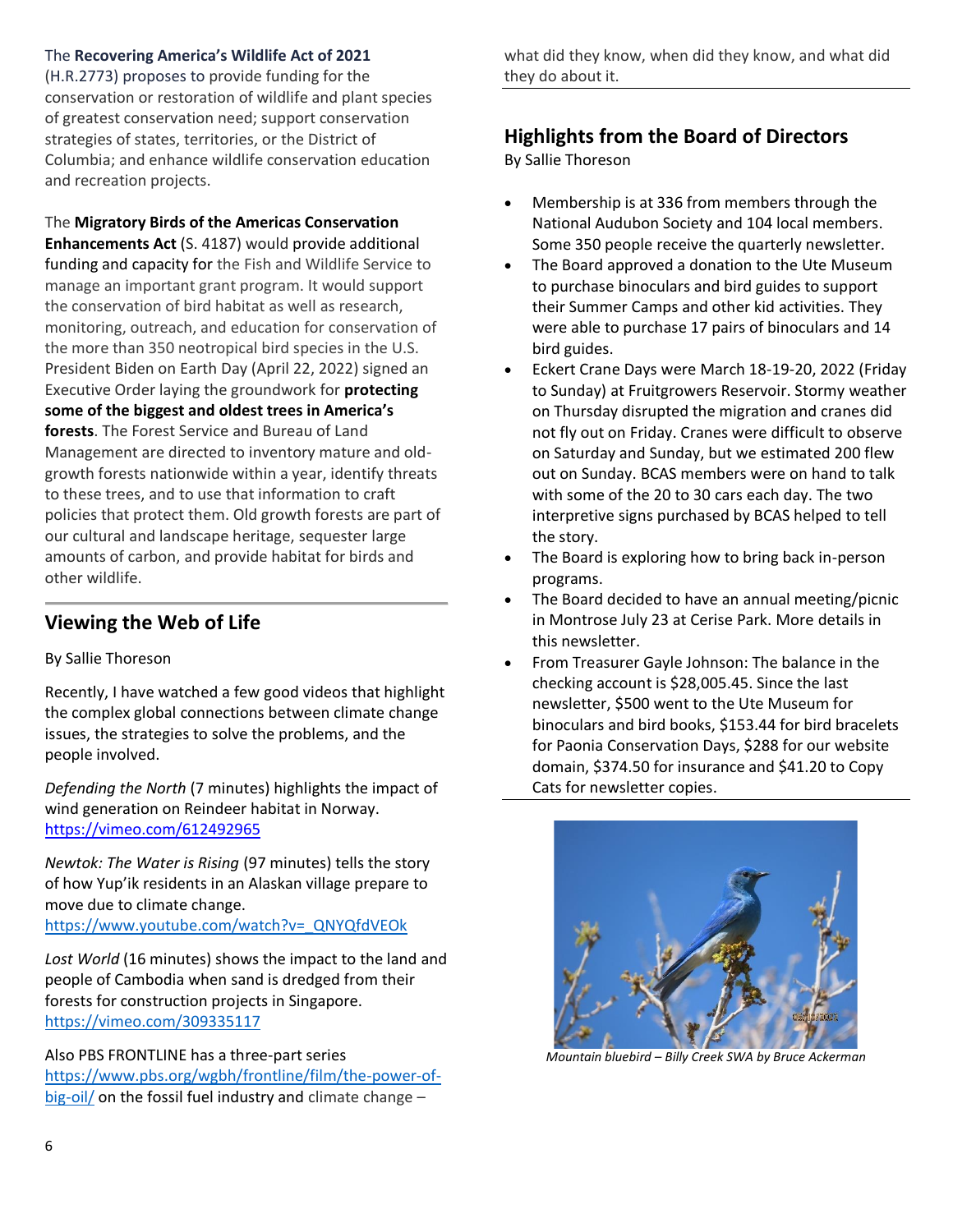The **Recovering America's Wildlife Act of 2021** (H.R.2773) proposes to provide funding for the conservation or restoration of wildlife and plant species of greatest conservation need; support conservation strategies of states, territories, or the District of Columbia; and enhance wildlife conservation education and recreation projects.

The **Migratory Birds of the Americas Conservation Enhancements Act** (S. 4187) would provide additional funding and capacity for the Fish and Wildlife Service to manage an important grant program. It would support the conservation of bird habitat as well as research, monitoring, outreach, and education for conservation of the more than 350 neotropical bird species in the U.S. President Biden on Earth Day (April 22, 2022) signed an Executive Order laying the groundwork for **protecting some of the biggest and oldest trees in America's forests**. The Forest Service and Bureau of Land Management are directed to inventory mature and old-growth forests nationwide within a year, identify threats to these trees, and to use that information to craft policies that protect them. Old growth forests are part of our cultural and landscape heritage, sequester large amounts of carbon, and provide habitat for birds and other wildlife.

## Viewing the Web of Life

By Sallie Thoreson

Recently, I have watched a few good videos that highlight the complex global connections between climate change issues, the strategies to solve the problems, and the people involved.

*Defending the North* (7 minutes) highlights the impact of wind generation on Reindeer habitat in Norway. https://vimeo.com/612492965

*Newtok: The Water is Rising* (97 minutes) tells the story of how Yup'ik residents in an Alaskan village prepare to move due to climate change. https://www.youtube.com/watch?v=_QNYQfdVEOk

*Lost World* (16 minutes) shows the impact to the land and people of Cambodia when sand is dredged from their forests for construction projects in Singapore. https://vimeo.com/309335117

Also PBS FRONTLINE has a three-part series https://www.pbs.org/wgbh/frontline/film/the-power-of-big-oil/ on the fossil fuel industry and climate change – what did they know, when did they know, and what did they do about it.

## Highlights from the Board of Directors

By Sallie Thoreson

- Membership is at 336 from members through the National Audubon Society and 104 local members. Some 350 people receive the quarterly newsletter.
- The Board approved a donation to the Ute Museum to purchase binoculars and bird guides to support their Summer Camps and other kid activities. They were able to purchase 17 pairs of binoculars and 14 bird guides.
- Eckert Crane Days were March 18-19-20, 2022 (Friday to Sunday) at Fruitgrowers Reservoir. Stormy weather on Thursday disrupted the migration and cranes did not fly out on Friday. Cranes were difficult to observe on Saturday and Sunday, but we estimated 200 flew out on Sunday. BCAS members were on hand to talk with some of the 20 to 30 cars each day. The two interpretive signs purchased by BCAS helped to tell the story.
- The Board is exploring how to bring back in-person programs.
- The Board decided to have an annual meeting/picnic in Montrose July 23 at Cerise Park. More details in this newsletter.
- From Treasurer Gayle Johnson: The balance in the checking account is $28,005.45. Since the last newsletter, $500 went to the Ute Museum for binoculars and bird books, $153.44 for bird bracelets for Paonia Conservation Days, $288 for our website domain, $374.50 for insurance and $41.20 to Copy Cats for newsletter copies.

*Mountain bluebird – Billy Creek SWA by Bruce Ackerman*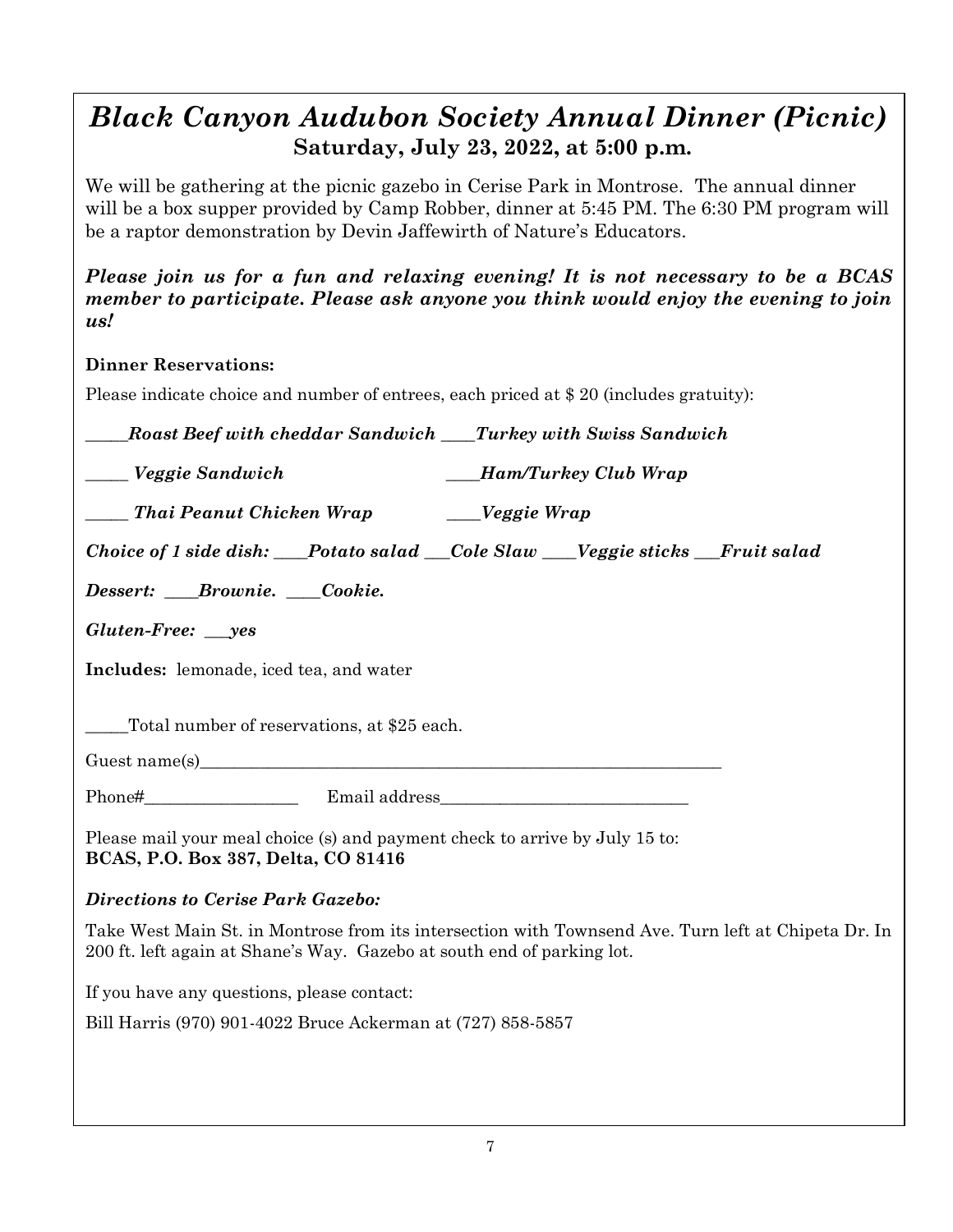# *Black Canyon Audubon Society Annual Dinner (Picnic)*

**Saturday, July 23, 2022, at 5:00 p.m.**

We will be gathering at the picnic gazebo in Cerise Park in Montrose. The annual dinner will be a box supper provided by Camp Robber, dinner at 5:45 PM. The 6:30 PM program will be a raptor demonstration by Devin Jaffewirth of Nature's Educators.

***Please join us for a fun and relaxing evening! It is not necessary to be a BCAS member to participate. Please ask anyone you think would enjoy the evening to join us!***

**Dinner Reservations:**

Please indicate choice and number of entrees, each priced at $ 20 (includes gratuity):

***_____Roast Beef with cheddar Sandwich ____Turkey with Swiss Sandwich***

***_____ Veggie Sandwich ____Ham/Turkey Club Wrap***

***_____ Thai Peanut Chicken Wrap ____Veggie Wrap***

***Choice of 1 side dish: ____Potato salad ___Cole Slaw ____Veggie sticks ___Fruit salad***

***Dessert: ____Brownie. ____Cookie.***

***Gluten-Free: ___yes***

**Includes:** lemonade, iced tea, and water

_____Total number of reservations, at $25 each.

Guest name(s)_________________________________________________________________

Phone#__________________ Email address______________________________

Please mail your meal choice (s) and payment check to arrive by July 15 to:
**BCAS, P.O. Box 387, Delta, CO 81416**

***Directions to Cerise Park Gazebo:***

Take West Main St. in Montrose from its intersection with Townsend Ave. Turn left at Chipeta Dr. In 200 ft. left again at Shane's Way. Gazebo at south end of parking lot.

If you have any questions, please contact:

Bill Harris (970) 901-4022 Bruce Ackerman at (727) 858-5857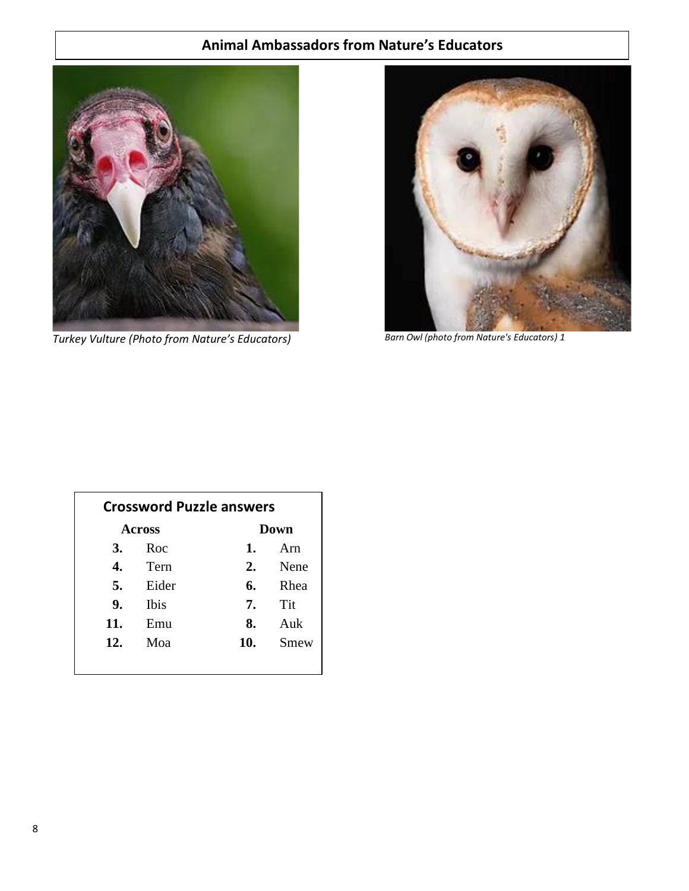## Animal Ambassadors from Nature's Educators

*Turkey Vulture (Photo from Nature's Educators)*

*Barn Owl (photo from Nature's Educators) 1*

### Crossword Puzzle answers

| Across | | Down | |
|---|---|---|---|
| **3.** | Roc | **1.** | Arn |
| **4.** | Tern | **2.** | Nene |
| **5.** | Eider | **6.** | Rhea |
| **9.** | Ibis | **7.** | Tit |
| **11.** | Emu | **8.** | Auk |
| **12.** | Moa | **10.** | Smew |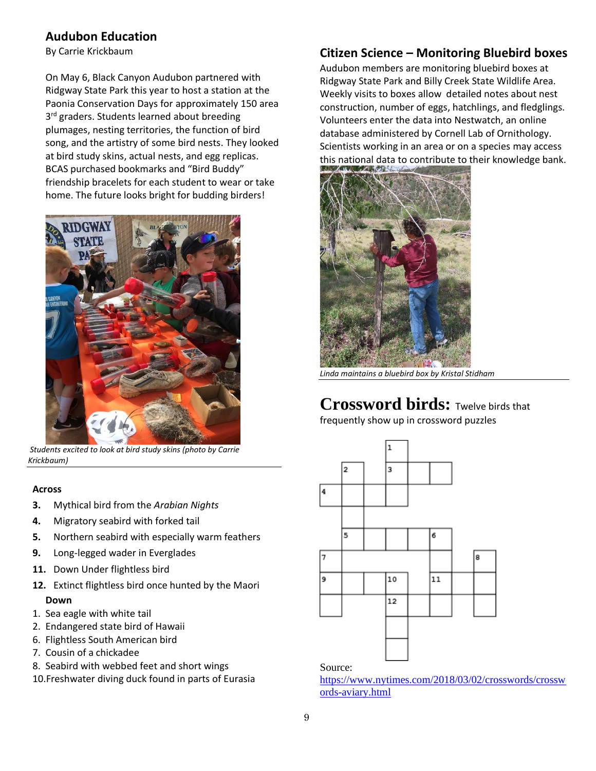## Audubon Education

By Carrie Krickbaum

On May 6, Black Canyon Audubon partnered with Ridgway State Park this year to host a station at the Paonia Conservation Days for approximately 150 area 3rd graders. Students learned about breeding plumages, nesting territories, the function of bird song, and the artistry of some bird nests. They looked at bird study skins, actual nests, and egg replicas. BCAS purchased bookmarks and "Bird Buddy" friendship bracelets for each student to wear or take home. The future looks bright for budding birders!

*Students excited to look at bird study skins (photo by Carrie Krickbaum)*

## Citizen Science – Monitoring Bluebird boxes

Audubon members are monitoring bluebird boxes at Ridgway State Park and Billy Creek State Wildlife Area. Weekly visits to boxes allow detailed notes about nest construction, number of eggs, hatchlings, and fledglings. Volunteers enter the data into Nestwatch, an online database administered by Cornell Lab of Ornithology. Scientists working in an area or on a species may access this national data to contribute to their knowledge bank.

*Linda maintains a bluebird box by Kristal Stidham*

## Crossword birds: Twelve birds that frequently show up in crossword puzzles

**Across**

3. Mythical bird from the *Arabian Nights*
4. Migratory seabird with forked tail
5. Northern seabird with especially warm feathers
9. Long-legged wader in Everglades
11. Down Under flightless bird
12. Extinct flightless bird once hunted by the Maori

**Down**

1. Sea eagle with white tail
2. Endangered state bird of Hawaii
6. Flightless South American bird
7. Cousin of a chickadee
8. Seabird with webbed feet and short wings
10. Freshwater diving duck found in parts of Eurasia

Source: https://www.nytimes.com/2018/03/02/crosswords/crosswords-aviary.html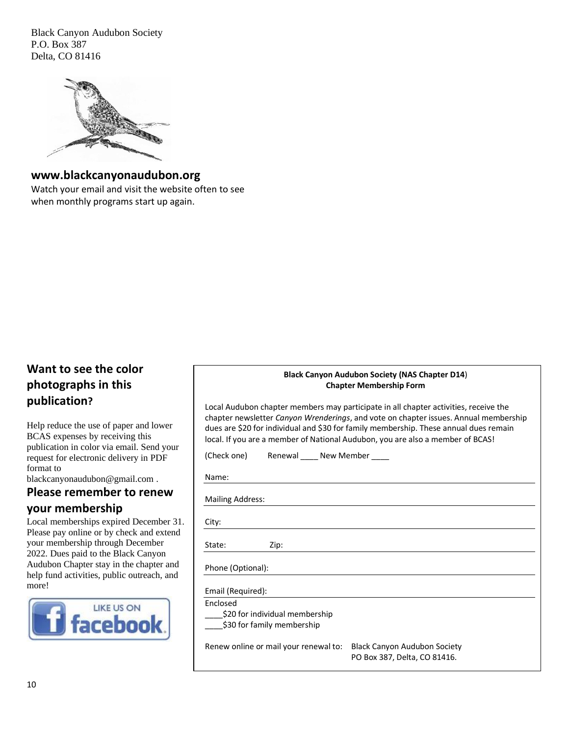Black Canyon Audubon Society
P.O. Box 387
Delta, CO 81416

**www.blackcanyonaudubon.org**

Watch your email and visit the website often to see when monthly programs start up again.

## Want to see the color photographs in this publication?

Help reduce the use of paper and lower BCAS expenses by receiving this publication in color via email. Send your request for electronic delivery in PDF format to blackcanyonaudubon@gmail.com .

## Please remember to renew your membership

Local memberships expired December 31. Please pay online or by check and extend your membership through December 2022. Dues paid to the Black Canyon Audubon Chapter stay in the chapter and help fund activities, public outreach, and more!

LIKE US ON facebook.

**Black Canyon Audubon Society (NAS Chapter D14)**
**Chapter Membership Form**

Local Audubon chapter members may participate in all chapter activities, receive the chapter newsletter *Canyon Wrenderings*, and vote on chapter issues. Annual membership dues are $20 for individual and $30 for family membership. These annual dues remain local. If you are a member of National Audubon, you are also a member of BCAS!

(Check one) Renewal ____ New Member ____

Name:

Mailing Address:

City:

State: Zip:

Phone (Optional):

Email (Required):

Enclosed

____$20 for individual membership

____$30 for family membership

Renew online or mail your renewal to: Black Canyon Audubon Society
PO Box 387, Delta, CO 81416.